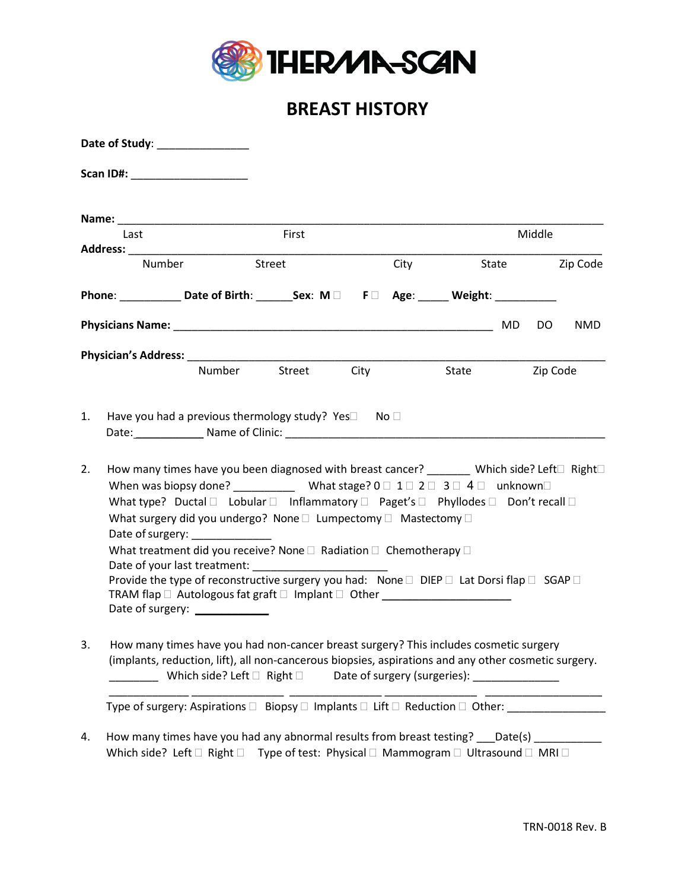THERMA-SCAN

# BREAST HISTORY

**Date of Study**: _______________

**Scan ID#:** ___________________

**Name:** ___________________________________________________________________________
Last First Middle

**Address:** _________________________________________________________________________
Number Street City State Zip Code

**Phone**: __________ **Date of Birth**: ______**Sex**: **M** ☐ **F** ☐ **Age**: _____ **Weight**: __________

**Physicians Name:** ____________________________________________________ MD DO NMD

**Physician's Address:** _____________________________________________________________
Number Street City State Zip Code

1. Have you had a previous thermology study? Yes☐ No ☐
   Date:___________ Name of Clinic: _______________________________________________

2. How many times have you been diagnosed with breast cancer? _______ Which side? Left☐ Right☐
   When was biopsy done? __________ What stage? 0 ☐ 1 ☐ 2 ☐ 3 ☐ 4 ☐ unknown☐
   What type? Ductal ☐ Lobular ☐ Inflammatory ☐ Paget's ☐ Phyllodes ☐ Don't recall ☐
   What surgery did you undergo? None ☐ Lumpectomy ☐ Mastectomy ☐
   Date of surgery: _____________
   What treatment did you receive? None ☐ Radiation ☐ Chemotherapy ☐
   Date of your last treatment: ______________________
   Provide the type of reconstructive surgery you had: None ☐ DIEP ☐ Lat Dorsi flap ☐ SGAP ☐
   TRAM flap ☐ Autologous fat graft ☐ Implant ☐ Other _____________________
   Date of surgery: ____________

3. How many times have you had non-cancer breast surgery? This includes cosmetic surgery (implants, reduction, lift), all non-cancerous biopsies, aspirations and any other cosmetic surgery.
   ________ Which side? Left ☐ Right ☐ Date of surgery (surgeries): ______________
   _____________ _______________ _______________ _______________ ___________________
   Type of surgery: Aspirations ☐ Biopsy ☐ Implants ☐ Lift ☐ Reduction ☐ Other: ________________

4. How many times have you had any abnormal results from breast testing? ___Date(s) ___________
   Which side? Left ☐ Right ☐ Type of test: Physical ☐ Mammogram ☐ Ultrasound ☐ MRI ☐

TRN-0018 Rev. B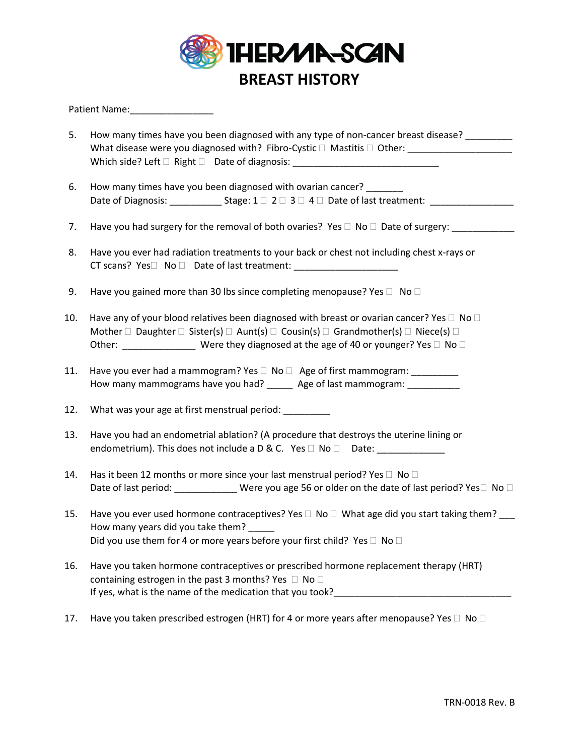# THERMA-SCAN

## BREAST HISTORY

Patient Name:________________

5. How many times have you been diagnosed with any type of non-cancer breast disease? _________
   What disease were you diagnosed with? Fibro-Cystic ☐ Mastitis ☐ Other: ____________________
   Which side? Left ☐ Right ☐ Date of diagnosis: _____________________________

6. How many times have you been diagnosed with ovarian cancer? _______
   Date of Diagnosis: __________ Stage: 1 ☐ 2 ☐ 3 ☐ 4 ☐ Date of last treatment: ________________

7. Have you had surgery for the removal of both ovaries? Yes ☐ No ☐ Date of surgery: ____________

8. Have you ever had radiation treatments to your back or chest not including chest x-rays or CT scans? Yes☐ No ☐ Date of last treatment: ____________________

9. Have you gained more than 30 lbs since completing menopause? Yes ☐ No ☐

10. Have any of your blood relatives been diagnosed with breast or ovarian cancer? Yes ☐ No ☐
    Mother ☐ Daughter ☐ Sister(s) ☐ Aunt(s) ☐ Cousin(s) ☐ Grandmother(s) ☐ Niece(s) ☐
    Other: ______________ Were they diagnosed at the age of 40 or younger? Yes ☐ No ☐

11. Have you ever had a mammogram? Yes ☐ No ☐ Age of first mammogram: _________
    How many mammograms have you had? _____ Age of last mammogram: __________

12. What was your age at first menstrual period: _________

13. Have you had an endometrial ablation? (A procedure that destroys the uterine lining or endometrium). This does not include a D & C. Yes ☐ No ☐ Date: _____________

14. Has it been 12 months or more since your last menstrual period? Yes ☐ No ☐
    Date of last period: ____________ Were you age 56 or older on the date of last period? Yes☐ No ☐

15. Have you ever used hormone contraceptives? Yes ☐ No ☐ What age did you start taking them? ___
    How many years did you take them? _____
    Did you use them for 4 or more years before your first child? Yes ☐ No ☐

16. Have you taken hormone contraceptives or prescribed hormone replacement therapy (HRT) containing estrogen in the past 3 months? Yes ☐ No ☐
    If yes, what is the name of the medication that you took?___________________________________

17. Have you taken prescribed estrogen (HRT) for 4 or more years after menopause? Yes ☐ No ☐

TRN-0018 Rev. B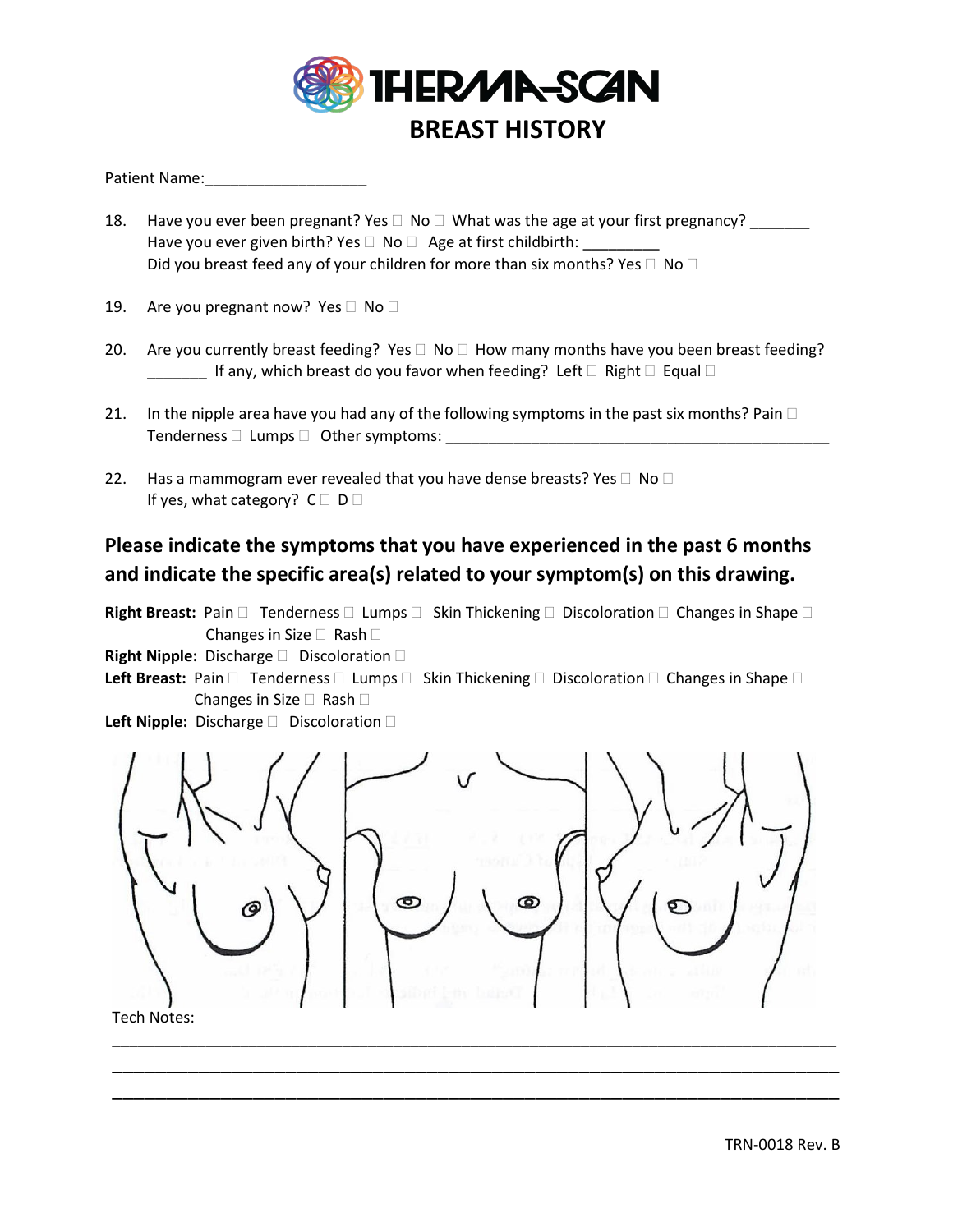# THERMA-SCAN

## BREAST HISTORY

Patient Name:___________________

18. Have you ever been pregnant? Yes ☐ No ☐ What was the age at your first pregnancy? _______
    Have you ever given birth? Yes ☐ No ☐ Age at first childbirth: _________
    Did you breast feed any of your children for more than six months? Yes ☐ No ☐

19. Are you pregnant now? Yes ☐ No ☐

20. Are you currently breast feeding? Yes ☐ No ☐ How many months have you been breast feeding? _______ If any, which breast do you favor when feeding? Left ☐ Right ☐ Equal ☐

21. In the nipple area have you had any of the following symptoms in the past six months? Pain ☐ Tenderness ☐ Lumps ☐ Other symptoms: _____________________________________________

22. Has a mammogram ever revealed that you have dense breasts? Yes ☐ No ☐
    If yes, what category? C ☐ D ☐

**Please indicate the symptoms that you have experienced in the past 6 months and indicate the specific area(s) related to your symptom(s) on this drawing.**

**Right Breast:** Pain ☐ Tenderness ☐ Lumps ☐ Skin Thickening ☐ Discoloration ☐ Changes in Shape ☐ Changes in Size ☐ Rash ☐

**Right Nipple:** Discharge ☐ Discoloration ☐

**Left Breast:** Pain ☐ Tenderness ☐ Lumps ☐ Skin Thickening ☐ Discoloration ☐ Changes in Shape ☐ Changes in Size ☐ Rash ☐

**Left Nipple:** Discharge ☐ Discoloration ☐

Tech Notes:

_______________________________________________________________________________

_______________________________________________________________________________

_______________________________________________________________________________

TRN-0018 Rev. B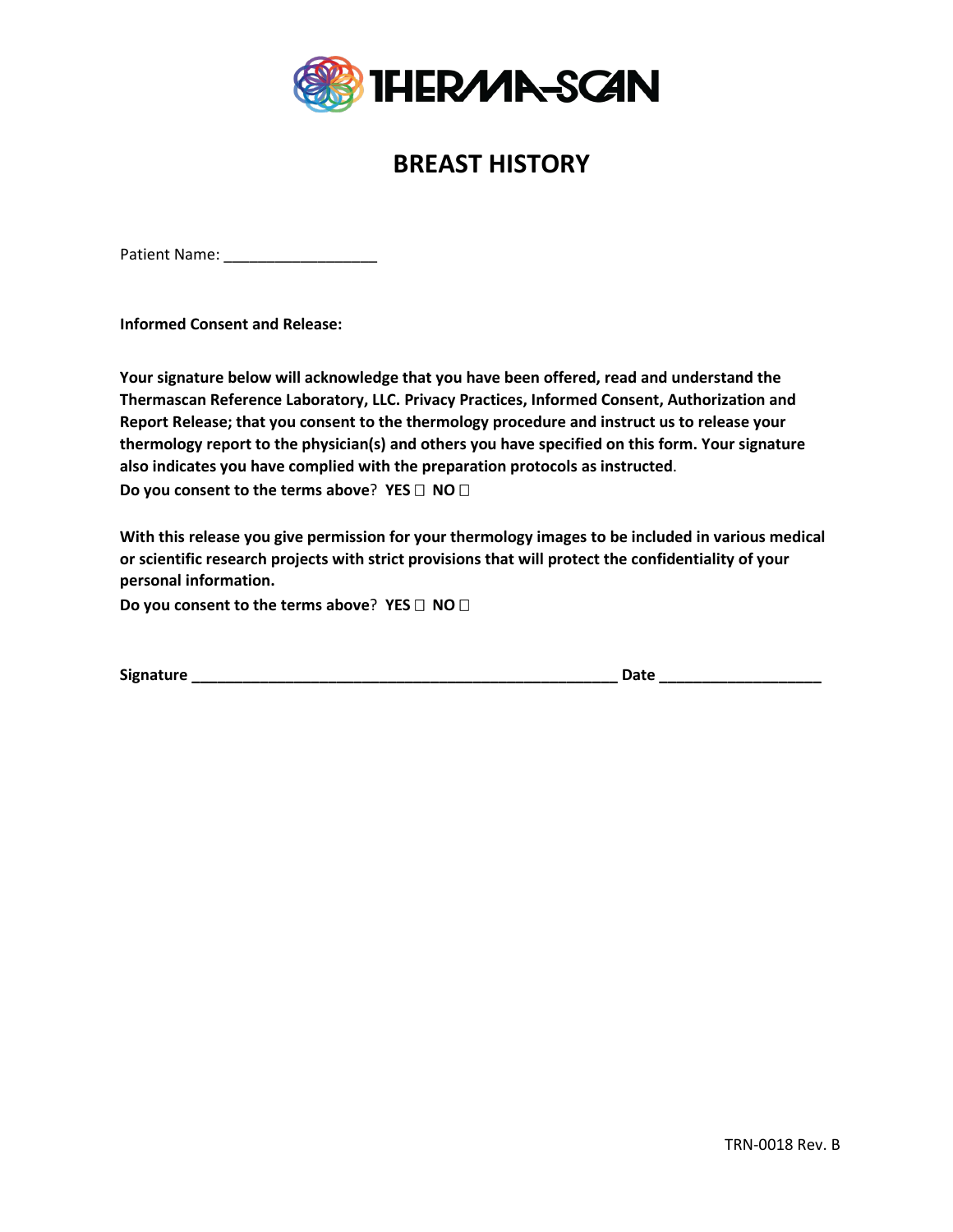THERMA-SCAN

# BREAST HISTORY

Patient Name: __________________

**Informed Consent and Release:**

**Your signature below will acknowledge that you have been offered, read and understand the Thermascan Reference Laboratory, LLC. Privacy Practices, Informed Consent, Authorization and Report Release; that you consent to the thermology procedure and instruct us to release your thermology report to the physician(s) and others you have specified on this form. Your signature also indicates you have complied with the preparation protocols as instructed.**
**Do you consent to the terms above? YES ☐ NO ☐**

**With this release you give permission for your thermology images to be included in various medical or scientific research projects with strict provisions that will protect the confidentiality of your personal information.**
**Do you consent to the terms above? YES ☐ NO ☐**

**Signature ____________________________________________________ Date ___________________**

TRN-0018 Rev. B